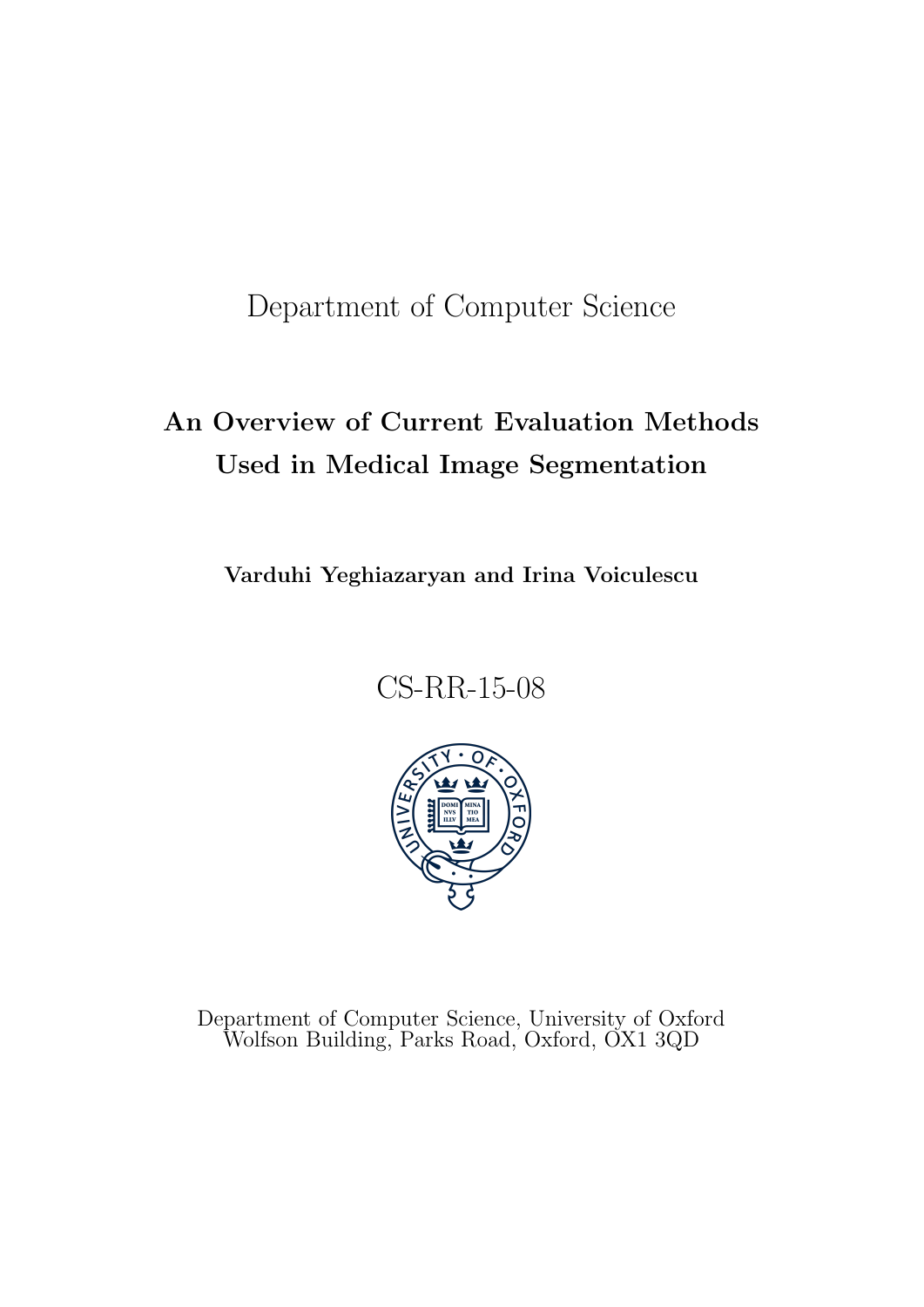Department of Computer Science

# An Overview of Current Evaluation Methods Used in Medical Image Segmentation

**Varduhi Yeghiazaryan and Irina Voiculescu**

CS-RR-15-08

Department of Computer Science, University of Oxford
Wolfson Building, Parks Road, Oxford, OX1 3QD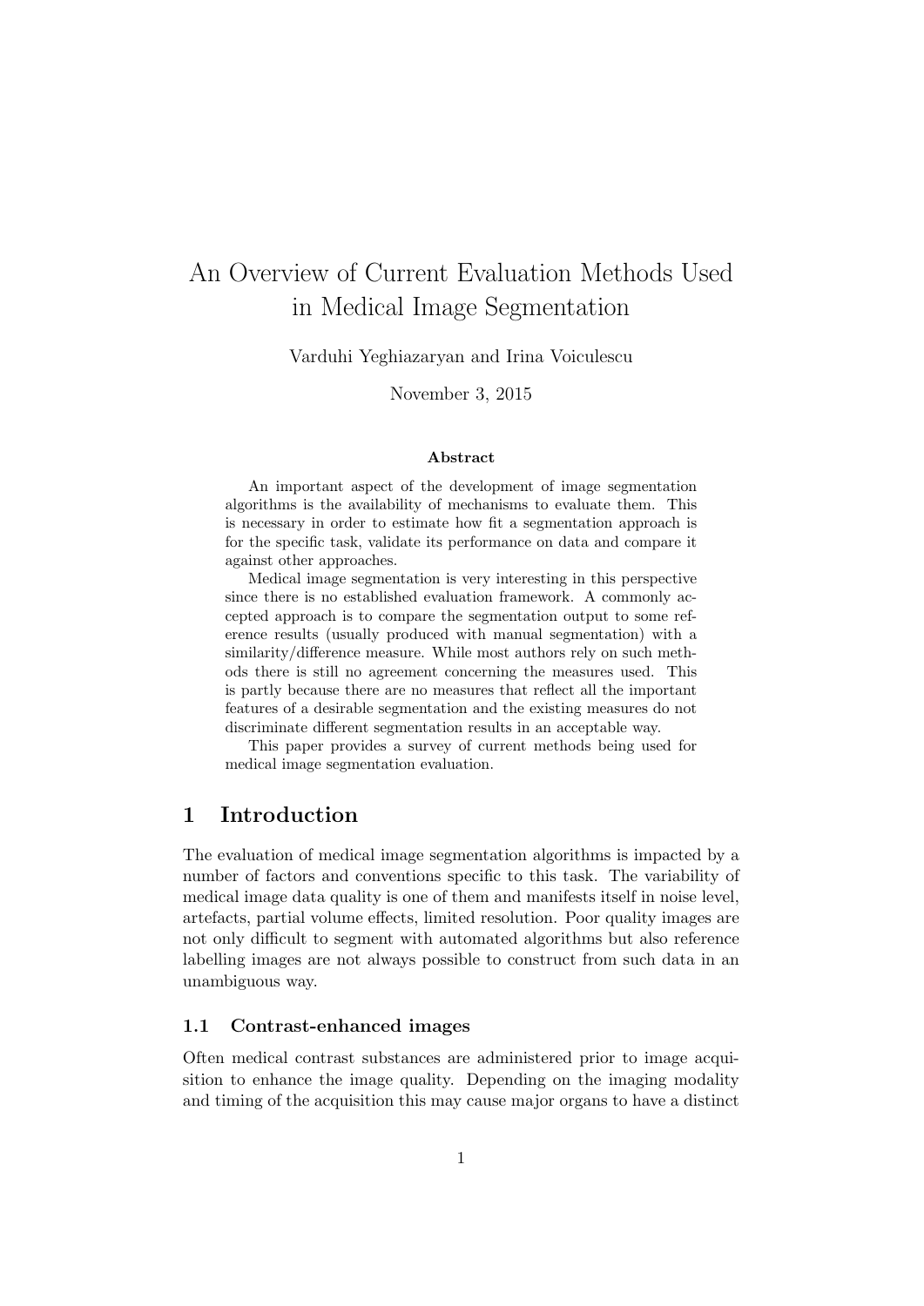// An Overview of Current Evaluation Methods Used in Medical Image Segmentation

Varduhi Yeghiazaryan and Irina Voiculescu

November 3, 2015

**Abstract**

An important aspect of the development of image segmentation algorithms is the availability of mechanisms to evaluate them. This is necessary in order to estimate how fit a segmentation approach is for the specific task, validate its performance on data and compare it against other approaches.

Medical image segmentation is very interesting in this perspective since there is no established evaluation framework. A commonly accepted approach is to compare the segmentation output to some reference results (usually produced with manual segmentation) with a similarity/difference measure. While most authors rely on such methods there is still no agreement concerning the measures used. This is partly because there are no measures that reflect all the important features of a desirable segmentation and the existing measures do not discriminate different segmentation results in an acceptable way.

This paper provides a survey of current methods being used for medical image segmentation evaluation.

## 1 Introduction

The evaluation of medical image segmentation algorithms is impacted by a number of factors and conventions specific to this task. The variability of medical image data quality is one of them and manifests itself in noise level, artefacts, partial volume effects, limited resolution. Poor quality images are not only difficult to segment with automated algorithms but also reference labelling images are not always possible to construct from such data in an unambiguous way.

### 1.1 Contrast-enhanced images

Often medical contrast substances are administered prior to image acquisition to enhance the image quality. Depending on the imaging modality and timing of the acquisition this may cause major organs to have a distinct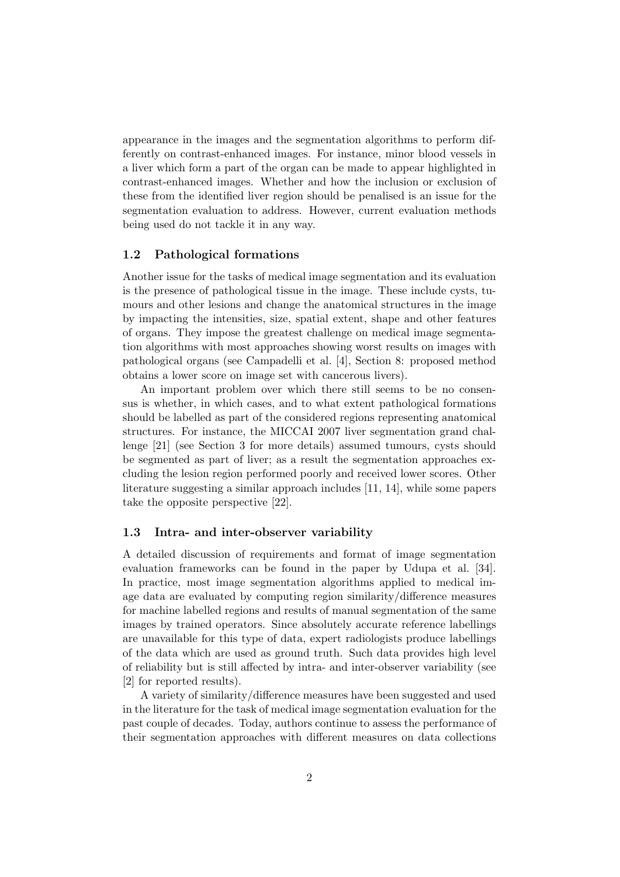appearance in the images and the segmentation algorithms to perform differently on contrast-enhanced images. For instance, minor blood vessels in a liver which form a part of the organ can be made to appear highlighted in contrast-enhanced images. Whether and how the inclusion or exclusion of these from the identified liver region should be penalised is an issue for the segmentation evaluation to address. However, current evaluation methods being used do not tackle it in any way.

### 1.2 Pathological formations

Another issue for the tasks of medical image segmentation and its evaluation is the presence of pathological tissue in the image. These include cysts, tumours and other lesions and change the anatomical structures in the image by impacting the intensities, size, spatial extent, shape and other features of organs. They impose the greatest challenge on medical image segmentation algorithms with most approaches showing worst results on images with pathological organs (see Campadelli et al. [4], Section 8: proposed method obtains a lower score on image set with cancerous livers).

An important problem over which there still seems to be no consensus is whether, in which cases, and to what extent pathological formations should be labelled as part of the considered regions representing anatomical structures. For instance, the MICCAI 2007 liver segmentation grand challenge [21] (see Section 3 for more details) assumed tumours, cysts should be segmented as part of liver; as a result the segmentation approaches excluding the lesion region performed poorly and received lower scores. Other literature suggesting a similar approach includes [11, 14], while some papers take the opposite perspective [22].

### 1.3 Intra- and inter-observer variability

A detailed discussion of requirements and format of image segmentation evaluation frameworks can be found in the paper by Udupa et al. [34]. In practice, most image segmentation algorithms applied to medical image data are evaluated by computing region similarity/difference measures for machine labelled regions and results of manual segmentation of the same images by trained operators. Since absolutely accurate reference labellings are unavailable for this type of data, expert radiologists produce labellings of the data which are used as ground truth. Such data provides high level of reliability but is still affected by intra- and inter-observer variability (see [2] for reported results).

A variety of similarity/difference measures have been suggested and used in the literature for the task of medical image segmentation evaluation for the past couple of decades. Today, authors continue to assess the performance of their segmentation approaches with different measures on data collections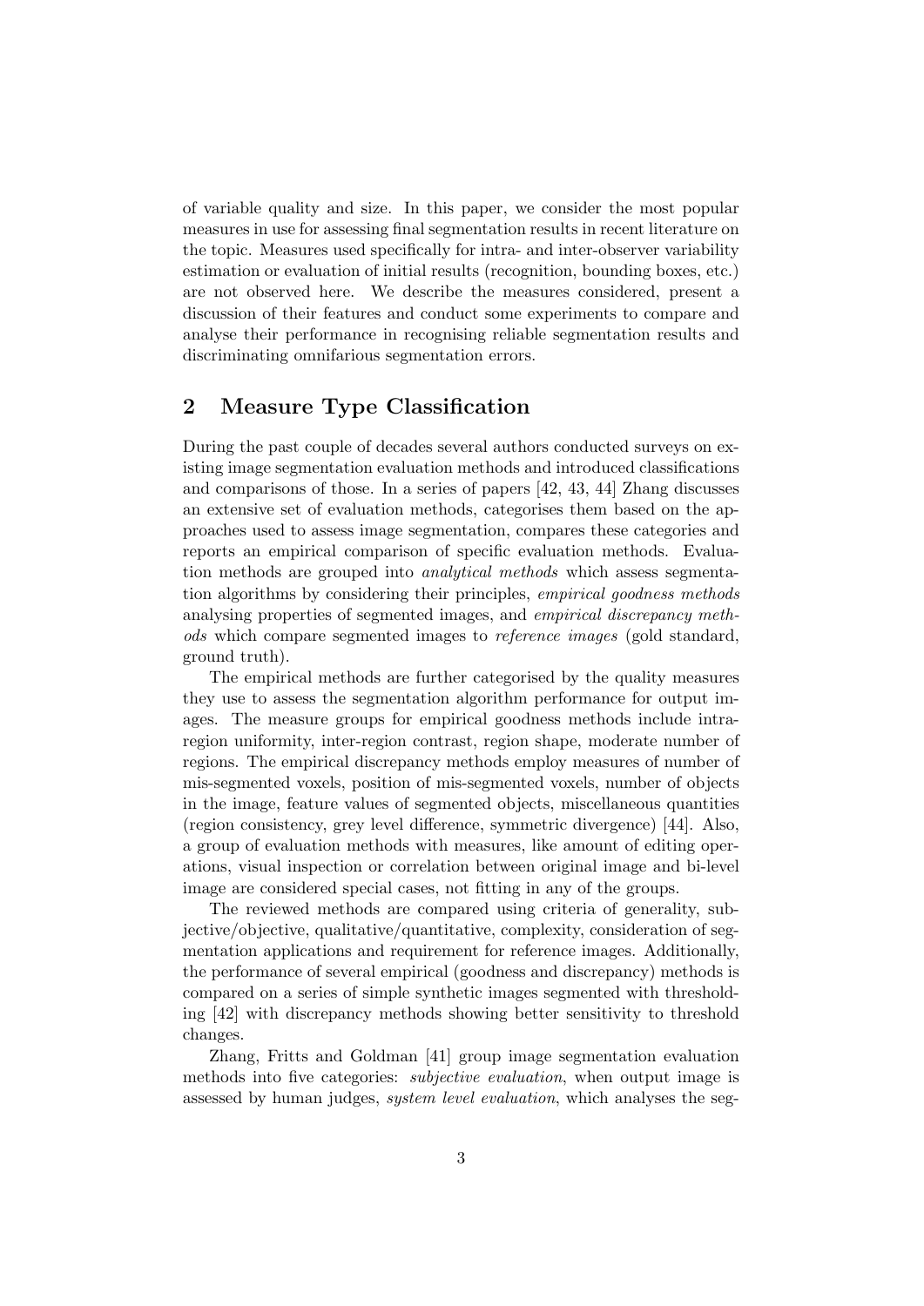of variable quality and size. In this paper, we consider the most popular measures in use for assessing final segmentation results in recent literature on the topic. Measures used specifically for intra- and inter-observer variability estimation or evaluation of initial results (recognition, bounding boxes, etc.) are not observed here. We describe the measures considered, present a discussion of their features and conduct some experiments to compare and analyse their performance in recognising reliable segmentation results and discriminating omnifarious segmentation errors.

## 2 Measure Type Classification

During the past couple of decades several authors conducted surveys on existing image segmentation evaluation methods and introduced classifications and comparisons of those. In a series of papers [42, 43, 44] Zhang discusses an extensive set of evaluation methods, categorises them based on the approaches used to assess image segmentation, compares these categories and reports an empirical comparison of specific evaluation methods. Evaluation methods are grouped into *analytical methods* which assess segmentation algorithms by considering their principles, *empirical goodness methods* analysing properties of segmented images, and *empirical discrepancy methods* which compare segmented images to *reference images* (gold standard, ground truth).

The empirical methods are further categorised by the quality measures they use to assess the segmentation algorithm performance for output images. The measure groups for empirical goodness methods include intra-region uniformity, inter-region contrast, region shape, moderate number of regions. The empirical discrepancy methods employ measures of number of mis-segmented voxels, position of mis-segmented voxels, number of objects in the image, feature values of segmented objects, miscellaneous quantities (region consistency, grey level difference, symmetric divergence) [44]. Also, a group of evaluation methods with measures, like amount of editing operations, visual inspection or correlation between original image and bi-level image are considered special cases, not fitting in any of the groups.

The reviewed methods are compared using criteria of generality, subjective/objective, qualitative/quantitative, complexity, consideration of segmentation applications and requirement for reference images. Additionally, the performance of several empirical (goodness and discrepancy) methods is compared on a series of simple synthetic images segmented with thresholding [42] with discrepancy methods showing better sensitivity to threshold changes.

Zhang, Fritts and Goldman [41] group image segmentation evaluation methods into five categories: *subjective evaluation*, when output image is assessed by human judges, *system level evaluation*, which analyses the seg-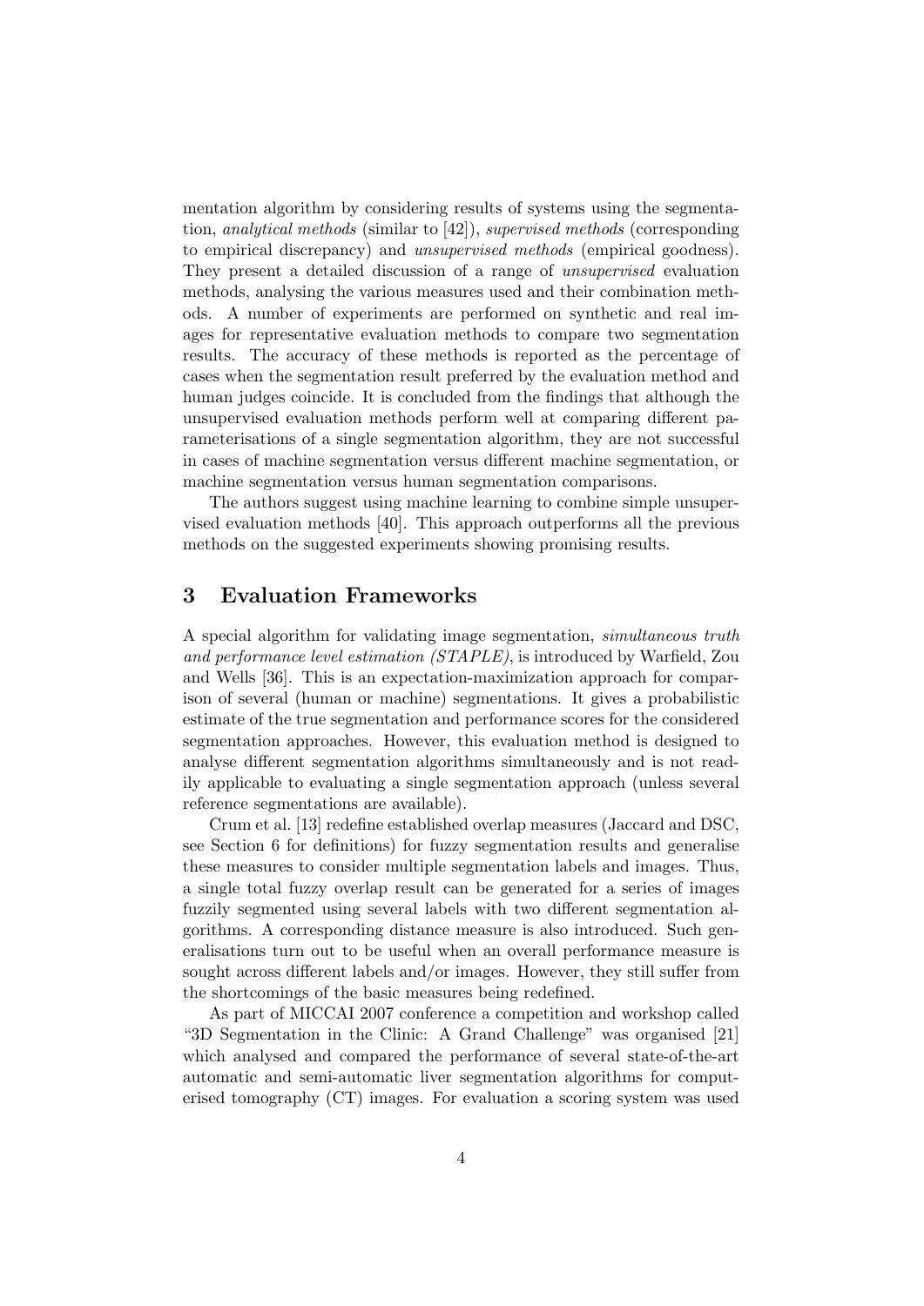mentation algorithm by considering results of systems using the segmentation, *analytical methods* (similar to [42]), *supervised methods* (corresponding to empirical discrepancy) and *unsupervised methods* (empirical goodness). They present a detailed discussion of a range of *unsupervised* evaluation methods, analysing the various measures used and their combination methods. A number of experiments are performed on synthetic and real images for representative evaluation methods to compare two segmentation results. The accuracy of these methods is reported as the percentage of cases when the segmentation result preferred by the evaluation method and human judges coincide. It is concluded from the findings that although the unsupervised evaluation methods perform well at comparing different parameterisations of a single segmentation algorithm, they are not successful in cases of machine segmentation versus different machine segmentation, or machine segmentation versus human segmentation comparisons.

The authors suggest using machine learning to combine simple unsupervised evaluation methods [40]. This approach outperforms all the previous methods on the suggested experiments showing promising results.

## 3 Evaluation Frameworks

A special algorithm for validating image segmentation, *simultaneous truth and performance level estimation (STAPLE)*, is introduced by Warfield, Zou and Wells [36]. This is an expectation-maximization approach for comparison of several (human or machine) segmentations. It gives a probabilistic estimate of the true segmentation and performance scores for the considered segmentation approaches. However, this evaluation method is designed to analyse different segmentation algorithms simultaneously and is not readily applicable to evaluating a single segmentation approach (unless several reference segmentations are available).

Crum et al. [13] redefine established overlap measures (Jaccard and DSC, see Section 6 for definitions) for fuzzy segmentation results and generalise these measures to consider multiple segmentation labels and images. Thus, a single total fuzzy overlap result can be generated for a series of images fuzzily segmented using several labels with two different segmentation algorithms. A corresponding distance measure is also introduced. Such generalisations turn out to be useful when an overall performance measure is sought across different labels and/or images. However, they still suffer from the shortcomings of the basic measures being redefined.

As part of MICCAI 2007 conference a competition and workshop called "3D Segmentation in the Clinic: A Grand Challenge" was organised [21] which analysed and compared the performance of several state-of-the-art automatic and semi-automatic liver segmentation algorithms for computerised tomography (CT) images. For evaluation a scoring system was used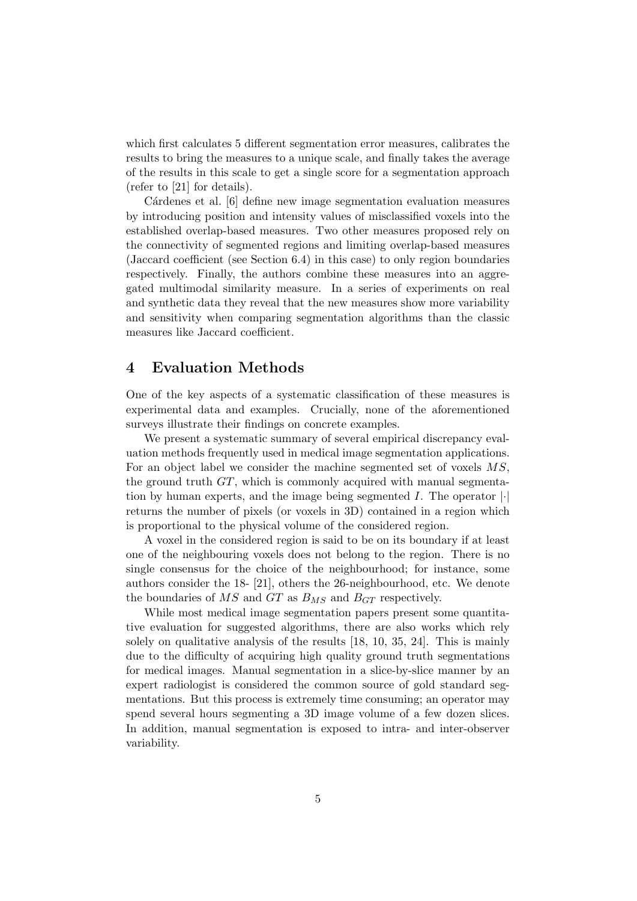which first calculates 5 different segmentation error measures, calibrates the results to bring the measures to a unique scale, and finally takes the average of the results in this scale to get a single score for a segmentation approach (refer to [21] for details).

Cárdenes et al. [6] define new image segmentation evaluation measures by introducing position and intensity values of misclassified voxels into the established overlap-based measures. Two other measures proposed rely on the connectivity of segmented regions and limiting overlap-based measures (Jaccard coefficient (see Section 6.4) in this case) to only region boundaries respectively. Finally, the authors combine these measures into an aggregated multimodal similarity measure. In a series of experiments on real and synthetic data they reveal that the new measures show more variability and sensitivity when comparing segmentation algorithms than the classic measures like Jaccard coefficient.

## 4 Evaluation Methods

One of the key aspects of a systematic classification of these measures is experimental data and examples. Crucially, none of the aforementioned surveys illustrate their findings on concrete examples.

We present a systematic summary of several empirical discrepancy evaluation methods frequently used in medical image segmentation applications. For an object label we consider the machine segmented set of voxels $MS$, the ground truth $GT$, which is commonly acquired with manual segmentation by human experts, and the image being segmented $I$. The operator $|\cdot|$ returns the number of pixels (or voxels in 3D) contained in a region which is proportional to the physical volume of the considered region.

A voxel in the considered region is said to be on its boundary if at least one of the neighbouring voxels does not belong to the region. There is no single consensus for the choice of the neighbourhood; for instance, some authors consider the 18- [21], others the 26-neighbourhood, etc. We denote the boundaries of $MS$ and $GT$ as $B_{MS}$ and $B_{GT}$ respectively.

While most medical image segmentation papers present some quantitative evaluation for suggested algorithms, there are also works which rely solely on qualitative analysis of the results [18, 10, 35, 24]. This is mainly due to the difficulty of acquiring high quality ground truth segmentations for medical images. Manual segmentation in a slice-by-slice manner by an expert radiologist is considered the common source of gold standard segmentations. But this process is extremely time consuming; an operator may spend several hours segmenting a 3D image volume of a few dozen slices. In addition, manual segmentation is exposed to intra- and inter-observer variability.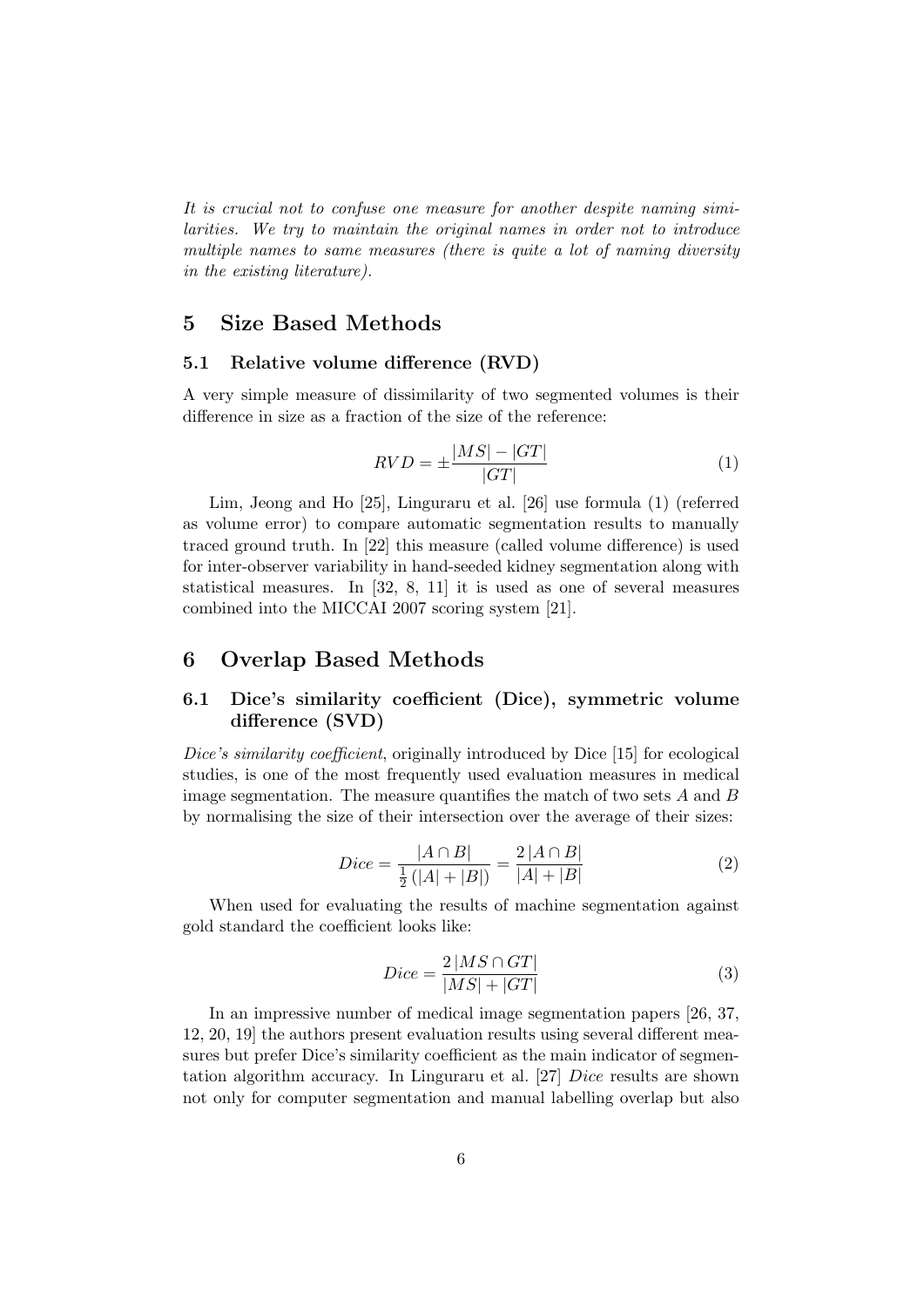*It is crucial not to confuse one measure for another despite naming similarities. We try to maintain the original names in order not to introduce multiple names to same measures (there is quite a lot of naming diversity in the existing literature).*

# 5 Size Based Methods

## 5.1 Relative volume difference (RVD)

A very simple measure of dissimilarity of two segmented volumes is their difference in size as a fraction of the size of the reference:

$$RVD = \pm \frac{|MS| - |GT|}{|GT|} \tag{1}$$

Lim, Jeong and Ho [25], Linguraru et al. [26] use formula (1) (referred as volume error) to compare automatic segmentation results to manually traced ground truth. In [22] this measure (called volume difference) is used for inter-observer variability in hand-seeded kidney segmentation along with statistical measures. In [32, 8, 11] it is used as one of several measures combined into the MICCAI 2007 scoring system [21].

# 6 Overlap Based Methods

## 6.1 Dice's similarity coefficient (Dice), symmetric volume difference (SVD)

*Dice's similarity coefficient*, originally introduced by Dice [15] for ecological studies, is one of the most frequently used evaluation measures in medical image segmentation. The measure quantifies the match of two sets $A$ and $B$ by normalising the size of their intersection over the average of their sizes:

$$Dice = \frac{|A \cap B|}{\frac{1}{2}(|A| + |B|)} = \frac{2\,|A \cap B|}{|A| + |B|} \tag{2}$$

When used for evaluating the results of machine segmentation against gold standard the coefficient looks like:

$$Dice = \frac{2\,|MS \cap GT|}{|MS| + |GT|} \tag{3}$$

In an impressive number of medical image segmentation papers [26, 37, 12, 20, 19] the authors present evaluation results using several different measures but prefer Dice's similarity coefficient as the main indicator of segmentation algorithm accuracy. In Linguraru et al. [27] *Dice* results are shown not only for computer segmentation and manual labelling overlap but also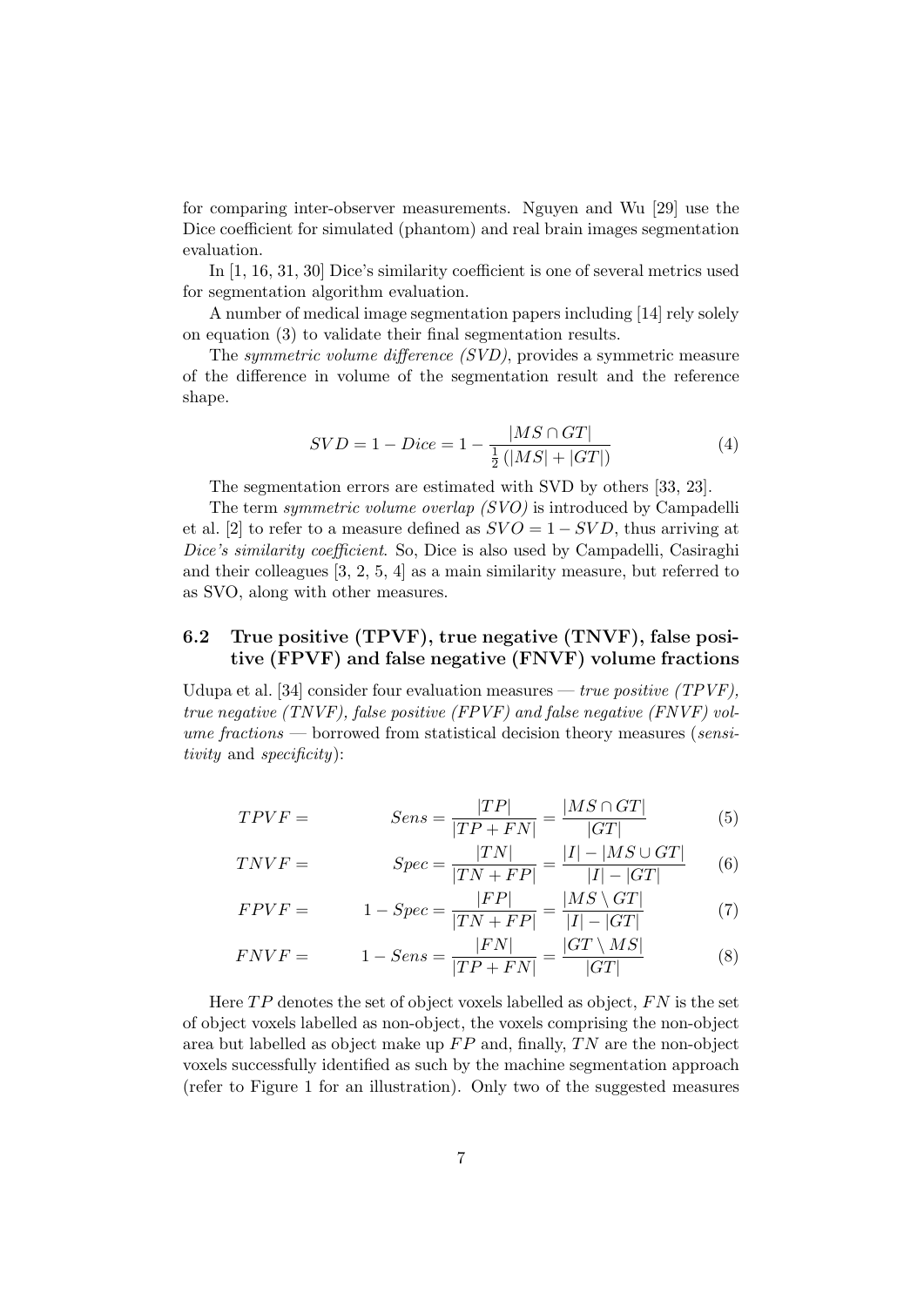for comparing inter-observer measurements. Nguyen and Wu [29] use the Dice coefficient for simulated (phantom) and real brain images segmentation evaluation.

In [1, 16, 31, 30] Dice's similarity coefficient is one of several metrics used for segmentation algorithm evaluation.

A number of medical image segmentation papers including [14] rely solely on equation (3) to validate their final segmentation results.

The *symmetric volume difference (SVD)*, provides a symmetric measure of the difference in volume of the segmentation result and the reference shape.

$$SVD = 1 - Dice = 1 - \frac{|MS \cap GT|}{\frac{1}{2}\left(|MS| + |GT|\right)} \tag{4}$$

The segmentation errors are estimated with SVD by others [33, 23].

The term *symmetric volume overlap (SVO)* is introduced by Campadelli et al. [2] to refer to a measure defined as $SVO = 1 - SVD$, thus arriving at *Dice's similarity coefficient*. So, Dice is also used by Campadelli, Casiraghi and their colleagues [3, 2, 5, 4] as a main similarity measure, but referred to as SVO, along with other measures.

### 6.2 True positive (TPVF), true negative (TNVF), false positive (FPVF) and false negative (FNVF) volume fractions

Udupa et al. [34] consider four evaluation measures — *true positive (TPVF), true negative (TNVF), false positive (FPVF) and false negative (FNVF) volume fractions* — borrowed from statistical decision theory measures (*sensitivity* and *specificity*):

$$TPVF = \qquad Sens = \frac{|TP|}{|TP + FN|} = \frac{|MS \cap GT|}{|GT|} \tag{5}$$

$$TNVF = \qquad Spec = \frac{|TN|}{|TN + FP|} = \frac{|I| - |MS \cup GT|}{|I| - |GT|} \tag{6}$$

$$FPVF = \qquad 1 - Spec = \frac{|FP|}{|TN + FP|} = \frac{|MS \setminus GT|}{|I| - |GT|} \tag{7}$$

$$FNVF = \qquad 1 - Sens = \frac{|FN|}{|TP + FN|} = \frac{|GT \setminus MS|}{|GT|} \tag{8}$$

Here $TP$ denotes the set of object voxels labelled as object, $FN$ is the set of object voxels labelled as non-object, the voxels comprising the non-object area but labelled as object make up $FP$ and, finally, $TN$ are the non-object voxels successfully identified as such by the machine segmentation approach (refer to Figure 1 for an illustration). Only two of the suggested measures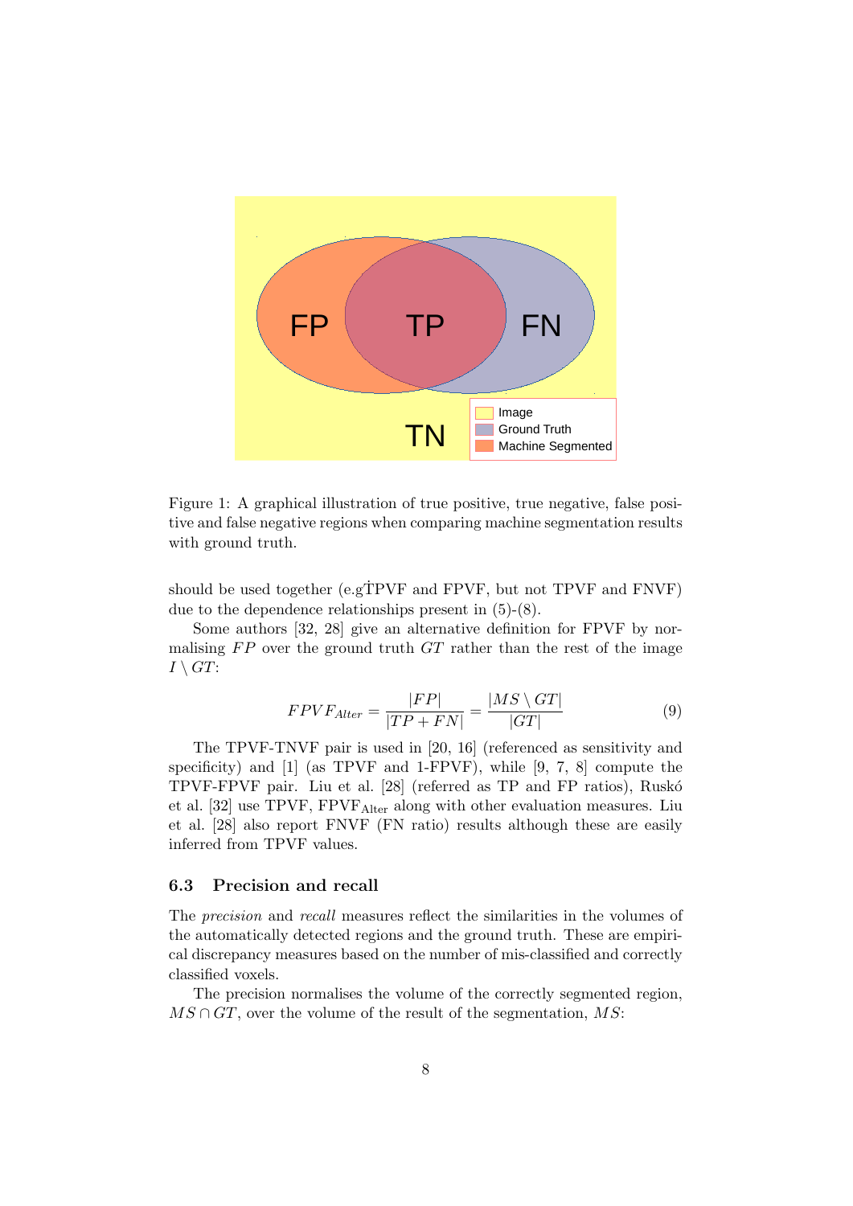Figure 1: A graphical illustration of true positive, true negative, false positive and false negative regions when comparing machine segmentation results with ground truth.

should be used together (e.g.TPVF and FPVF, but not TPVF and FNVF) due to the dependence relationships present in (5)-(8).

Some authors [32, 28] give an alternative definition for FPVF by normalising $FP$ over the ground truth $GT$ rather than the rest of the image $I \setminus GT$:

$$FPVF_{Alter} = \frac{|FP|}{|TP + FN|} = \frac{|MS \setminus GT|}{|GT|} \tag{9}$$

The TPVF-TNVF pair is used in [20, 16] (referenced as sensitivity and specificity) and [1] (as TPVF and 1-FPVF), while [9, 7, 8] compute the TPVF-FPVF pair. Liu et al. [28] (referred as TP and FP ratios), Ruskó et al. [32] use TPVF, $\text{FPVF}_{\text{Alter}}$ along with other evaluation measures. Liu et al. [28] also report FNVF (FN ratio) results although these are easily inferred from TPVF values.

### 6.3 Precision and recall

The *precision* and *recall* measures reflect the similarities in the volumes of the automatically detected regions and the ground truth. These are empirical discrepancy measures based on the number of mis-classified and correctly classified voxels.

The precision normalises the volume of the correctly segmented region, $MS \cap GT$, over the volume of the result of the segmentation, $MS$: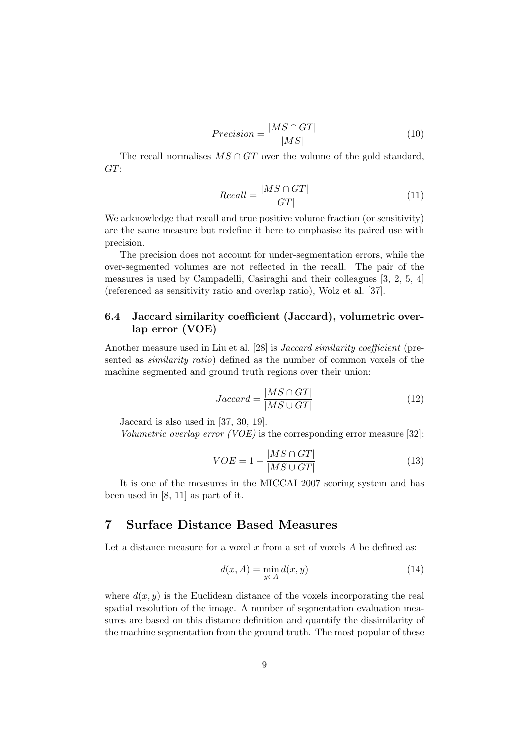$$Precision = \frac{|MS \cap GT|}{|MS|} \tag{10}$$

The recall normalises $MS \cap GT$ over the volume of the gold standard, $GT$:

$$Recall = \frac{|MS \cap GT|}{|GT|} \tag{11}$$

We acknowledge that recall and true positive volume fraction (or sensitivity) are the same measure but redefine it here to emphasise its paired use with precision.

The precision does not account for under-segmentation errors, while the over-segmented volumes are not reflected in the recall. The pair of the measures is used by Campadelli, Casiraghi and their colleagues [3, 2, 5, 4] (referenced as sensitivity ratio and overlap ratio), Wolz et al. [37].

### 6.4 Jaccard similarity coefficient (Jaccard), volumetric overlap error (VOE)

Another measure used in Liu et al. [28] is *Jaccard similarity coefficient* (presented as *similarity ratio*) defined as the number of common voxels of the machine segmented and ground truth regions over their union:

$$Jaccard = \frac{|MS \cap GT|}{|MS \cup GT|} \tag{12}$$

Jaccard is also used in [37, 30, 19].

*Volumetric overlap error (VOE)* is the corresponding error measure [32]:

$$VOE = 1 - \frac{|MS \cap GT|}{|MS \cup GT|} \tag{13}$$

It is one of the measures in the MICCAI 2007 scoring system and has been used in [8, 11] as part of it.

## 7 Surface Distance Based Measures

Let a distance measure for a voxel $x$ from a set of voxels $A$ be defined as:

$$d(x, A) = \min_{y \in A} d(x, y) \tag{14}$$

where $d(x, y)$ is the Euclidean distance of the voxels incorporating the real spatial resolution of the image. A number of segmentation evaluation measures are based on this distance definition and quantify the dissimilarity of the machine segmentation from the ground truth. The most popular of these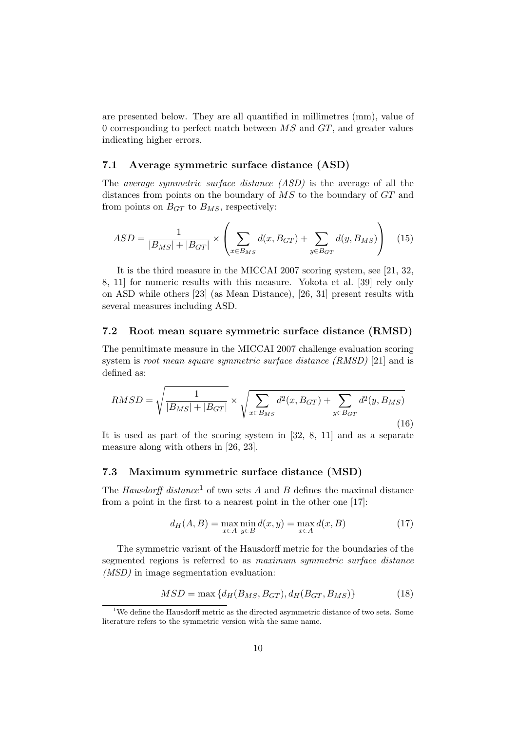are presented below. They are all quantified in millimetres (mm), value of 0 corresponding to perfect match between $MS$ and $GT$, and greater values indicating higher errors.

### 7.1 Average symmetric surface distance (ASD)

The *average symmetric surface distance (ASD)* is the average of all the distances from points on the boundary of $MS$ to the boundary of $GT$ and from points on $B_{GT}$ to $B_{MS}$, respectively:

$$ASD = \frac{1}{|B_{MS}| + |B_{GT}|} \times \left( \sum_{x \in B_{MS}} d(x, B_{GT}) + \sum_{y \in B_{GT}} d(y, B_{MS}) \right) \quad (15)$$

It is the third measure in the MICCAI 2007 scoring system, see [21, 32, 8, 11] for numeric results with this measure. Yokota et al. [39] rely only on ASD while others [23] (as Mean Distance), [26, 31] present results with several measures including ASD.

### 7.2 Root mean square symmetric surface distance (RMSD)

The penultimate measure in the MICCAI 2007 challenge evaluation scoring system is *root mean square symmetric surface distance (RMSD)* [21] and is defined as:

$$RMSD = \sqrt{\frac{1}{|B_{MS}| + |B_{GT}|}} \times \sqrt{\sum_{x \in B_{MS}} d^2(x, B_{GT}) + \sum_{y \in B_{GT}} d^2(y, B_{MS})} \quad (16)$$

It is used as part of the scoring system in [32, 8, 11] and as a separate measure along with others in [26, 23].

### 7.3 Maximum symmetric surface distance (MSD)

The *Hausdorff distance*[1] of two sets $A$ and $B$ defines the maximal distance from a point in the first to a nearest point in the other one [17]:

$$d_H(A, B) = \max_{x \in A} \min_{y \in B} d(x, y) = \max_{x \in A} d(x, B) \quad (17)$$

The symmetric variant of the Hausdorff metric for the boundaries of the segmented regions is referred to as *maximum symmetric surface distance (MSD)* in image segmentation evaluation:

$$MSD = \max \{ d_H(B_{MS}, B_{GT}), d_H(B_{GT}, B_{MS}) \} \quad (18)$$

[1] We define the Hausdorff metric as the directed asymmetric distance of two sets. Some literature refers to the symmetric version with the same name.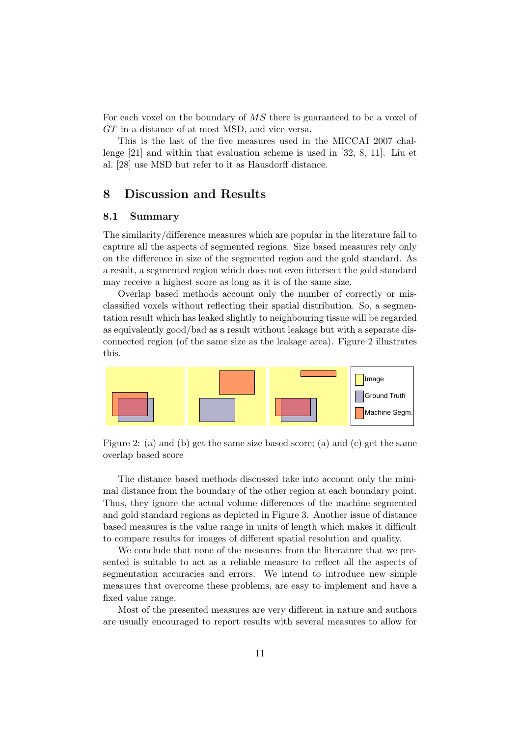For each voxel on the boundary of $MS$ there is guaranteed to be a voxel of $GT$ in a distance of at most MSD, and vice versa.

This is the last of the five measures used in the MICCAI 2007 challenge [21] and within that evaluation scheme is used in [32, 8, 11]. Liu et al. [28] use MSD but refer to it as Hausdorff distance.

# 8 Discussion and Results

## 8.1 Summary

The similarity/difference measures which are popular in the literature fail to capture all the aspects of segmented regions. Size based measures rely only on the difference in size of the segmented region and the gold standard. As a result, a segmented region which does not even intersect the gold standard may receive a highest score as long as it is of the same size.

Overlap based methods account only the number of correctly or misclassified voxels without reflecting their spatial distribution. So, a segmentation result which has leaked slightly to neighbouring tissue will be regarded as equivalently good/bad as a result without leakage but with a separate disconnected region (of the same size as the leakage area). Figure 2 illustrates this.

Figure 2: (a) and (b) get the same size based score; (a) and (c) get the same overlap based score

The distance based methods discussed take into account only the minimal distance from the boundary of the other region at each boundary point. Thus, they ignore the actual volume differences of the machine segmented and gold standard regions as depicted in Figure 3. Another issue of distance based measures is the value range in units of length which makes it difficult to compare results for images of different spatial resolution and quality.

We conclude that none of the measures from the literature that we presented is suitable to act as a reliable measure to reflect all the aspects of segmentation accuracies and errors. We intend to introduce new simple measures that overcome these problems, are easy to implement and have a fixed value range.

Most of the presented measures are very different in nature and authors are usually encouraged to report results with several measures to allow for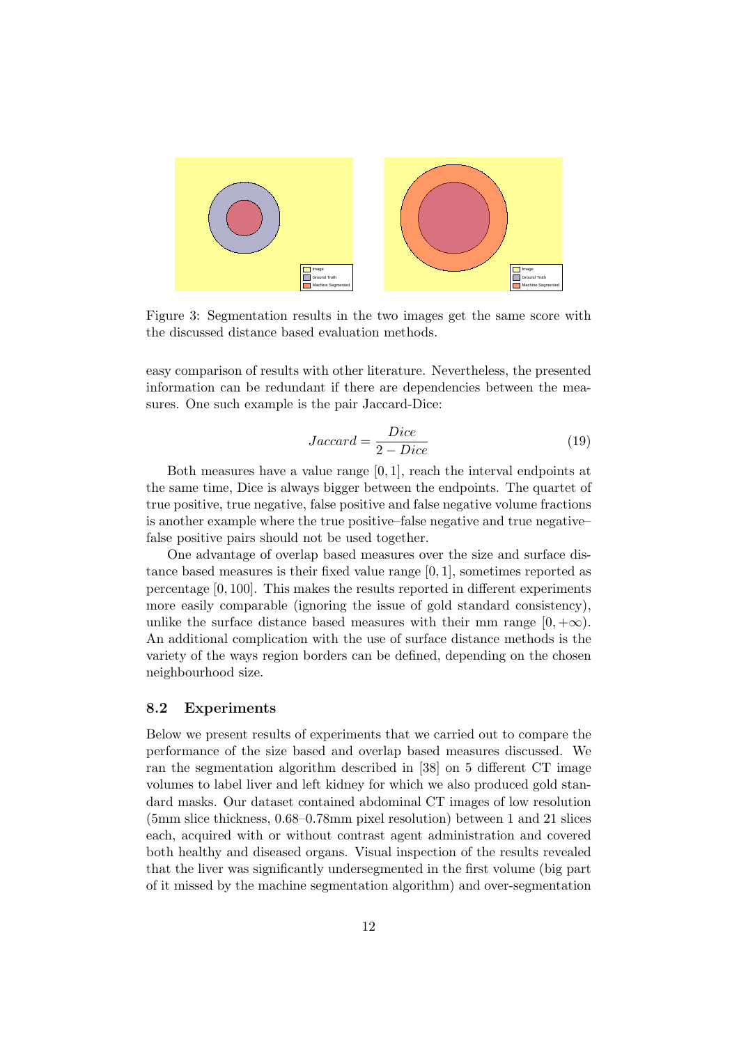Figure 3: Segmentation results in the two images get the same score with the discussed distance based evaluation methods.

easy comparison of results with other literature. Nevertheless, the presented information can be redundant if there are dependencies between the measures. One such example is the pair Jaccard-Dice:

$$Jaccard = \frac{Dice}{2 - Dice} \tag{19}$$

Both measures have a value range $[0, 1]$, reach the interval endpoints at the same time, Dice is always bigger between the endpoints. The quartet of true positive, true negative, false positive and false negative volume fractions is another example where the true positive–false negative and true negative–false positive pairs should not be used together.

One advantage of overlap based measures over the size and surface distance based measures is their fixed value range $[0, 1]$, sometimes reported as percentage $[0, 100]$. This makes the results reported in different experiments more easily comparable (ignoring the issue of gold standard consistency), unlike the surface distance based measures with their mm range $[0, +\infty)$. An additional complication with the use of surface distance methods is the variety of the ways region borders can be defined, depending on the chosen neighbourhood size.

### 8.2 Experiments

Below we present results of experiments that we carried out to compare the performance of the size based and overlap based measures discussed. We ran the segmentation algorithm described in [38] on 5 different CT image volumes to label liver and left kidney for which we also produced gold standard masks. Our dataset contained abdominal CT images of low resolution (5mm slice thickness, 0.68–0.78mm pixel resolution) between 1 and 21 slices each, acquired with or without contrast agent administration and covered both healthy and diseased organs. Visual inspection of the results revealed that the liver was significantly undersegmented in the first volume (big part of it missed by the machine segmentation algorithm) and over-segmentation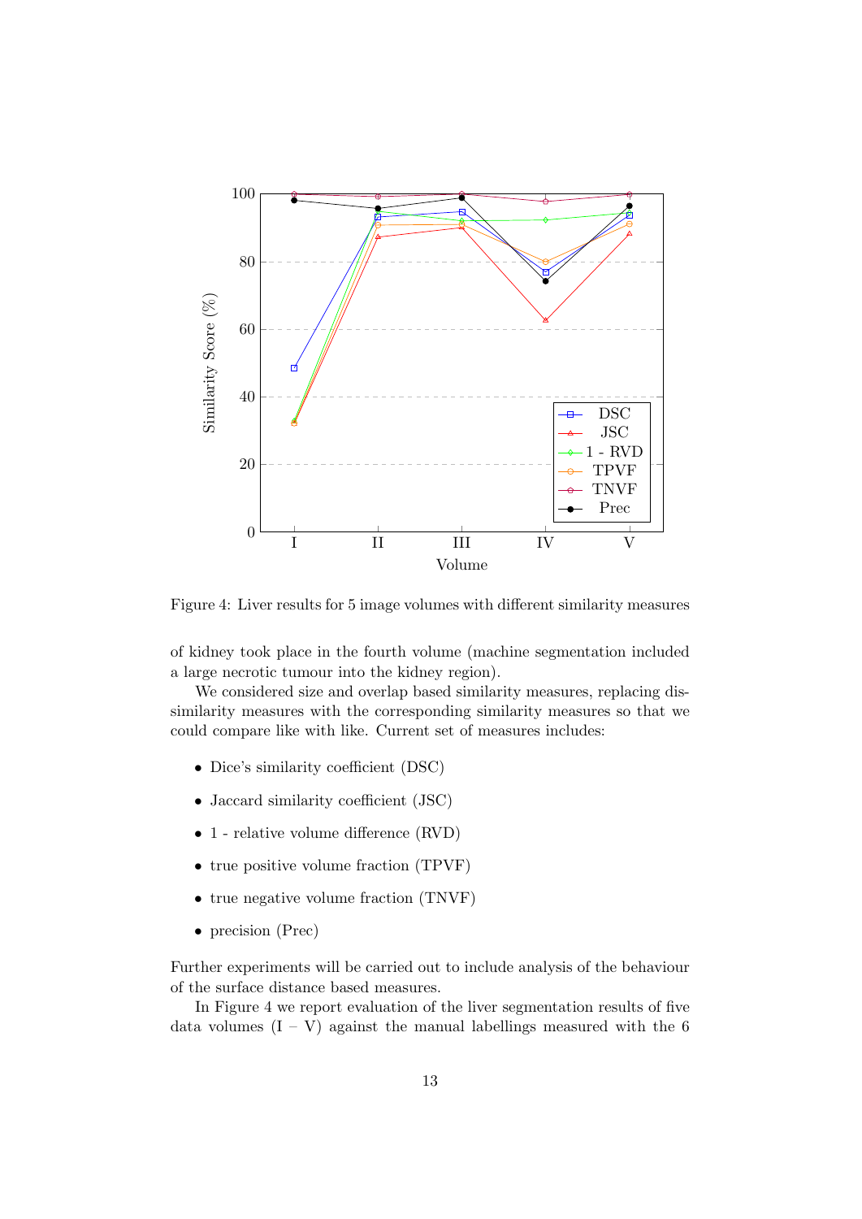Figure 4: Liver results for 5 image volumes with different similarity measures

of kidney took place in the fourth volume (machine segmentation included a large necrotic tumour into the kidney region).

We considered size and overlap based similarity measures, replacing dissimilarity measures with the corresponding similarity measures so that we could compare like with like. Current set of measures includes:

- Dice's similarity coefficient (DSC)
- Jaccard similarity coefficient (JSC)
- 1 - relative volume difference (RVD)
- true positive volume fraction (TPVF)
- true negative volume fraction (TNVF)
- precision (Prec)

Further experiments will be carried out to include analysis of the behaviour of the surface distance based measures.

In Figure 4 we report evaluation of the liver segmentation results of five data volumes (I – V) against the manual labellings measured with the 6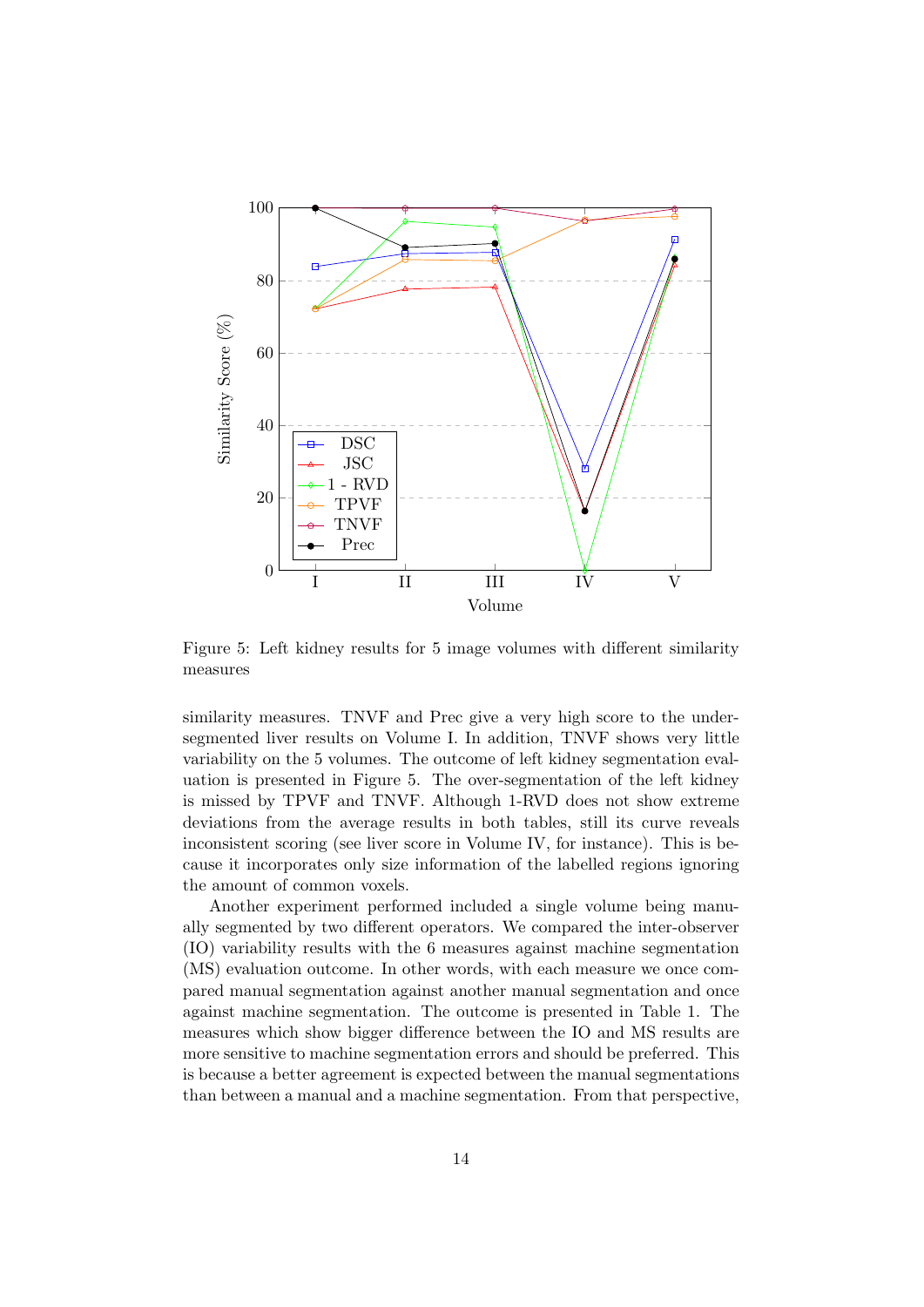Figure 5: Left kidney results for 5 image volumes with different similarity measures

similarity measures. TNVF and Prec give a very high score to the under-segmented liver results on Volume I. In addition, TNVF shows very little variability on the 5 volumes. The outcome of left kidney segmentation evaluation is presented in Figure 5. The over-segmentation of the left kidney is missed by TPVF and TNVF. Although 1-RVD does not show extreme deviations from the average results in both tables, still its curve reveals inconsistent scoring (see liver score in Volume IV, for instance). This is because it incorporates only size information of the labelled regions ignoring the amount of common voxels.

Another experiment performed included a single volume being manually segmented by two different operators. We compared the inter-observer (IO) variability results with the 6 measures against machine segmentation (MS) evaluation outcome. In other words, with each measure we once compared manual segmentation against another manual segmentation and once against machine segmentation. The outcome is presented in Table 1. The measures which show bigger difference between the IO and MS results are more sensitive to machine segmentation errors and should be preferred. This is because a better agreement is expected between the manual segmentations than between a manual and a machine segmentation. From that perspective,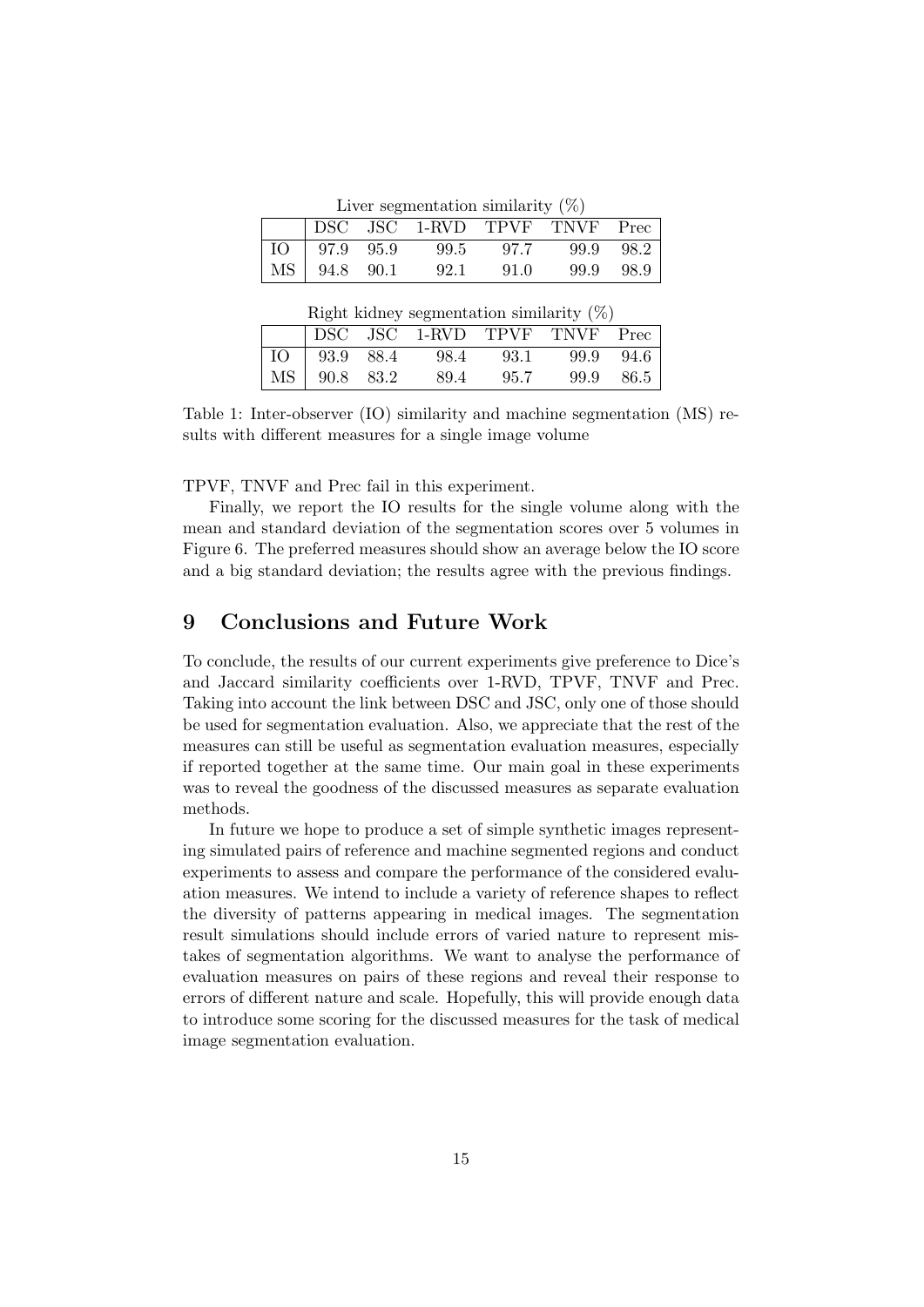Liver segmentation similarity (%)

| | DSC | JSC | 1-RVD | TPVF | TNVF | Prec |
|---|---|---|---|---|---|---|
| IO | 97.9 | 95.9 | 99.5 | 97.7 | 99.9 | 98.2 |
| MS | 94.8 | 90.1 | 92.1 | 91.0 | 99.9 | 98.9 |

Right kidney segmentation similarity (%)

| | DSC | JSC | 1-RVD | TPVF | TNVF | Prec |
|---|---|---|---|---|---|---|
| IO | 93.9 | 88.4 | 98.4 | 93.1 | 99.9 | 94.6 |
| MS | 90.8 | 83.2 | 89.4 | 95.7 | 99.9 | 86.5 |

Table 1: Inter-observer (IO) similarity and machine segmentation (MS) results with different measures for a single image volume

TPVF, TNVF and Prec fail in this experiment.

Finally, we report the IO results for the single volume along with the mean and standard deviation of the segmentation scores over 5 volumes in Figure 6. The preferred measures should show an average below the IO score and a big standard deviation; the results agree with the previous findings.

## 9 Conclusions and Future Work

To conclude, the results of our current experiments give preference to Dice's and Jaccard similarity coefficients over 1-RVD, TPVF, TNVF and Prec. Taking into account the link between DSC and JSC, only one of those should be used for segmentation evaluation. Also, we appreciate that the rest of the measures can still be useful as segmentation evaluation measures, especially if reported together at the same time. Our main goal in these experiments was to reveal the goodness of the discussed measures as separate evaluation methods.

In future we hope to produce a set of simple synthetic images representing simulated pairs of reference and machine segmented regions and conduct experiments to assess and compare the performance of the considered evaluation measures. We intend to include a variety of reference shapes to reflect the diversity of patterns appearing in medical images. The segmentation result simulations should include errors of varied nature to represent mistakes of segmentation algorithms. We want to analyse the performance of evaluation measures on pairs of these regions and reveal their response to errors of different nature and scale. Hopefully, this will provide enough data to introduce some scoring for the discussed measures for the task of medical image segmentation evaluation.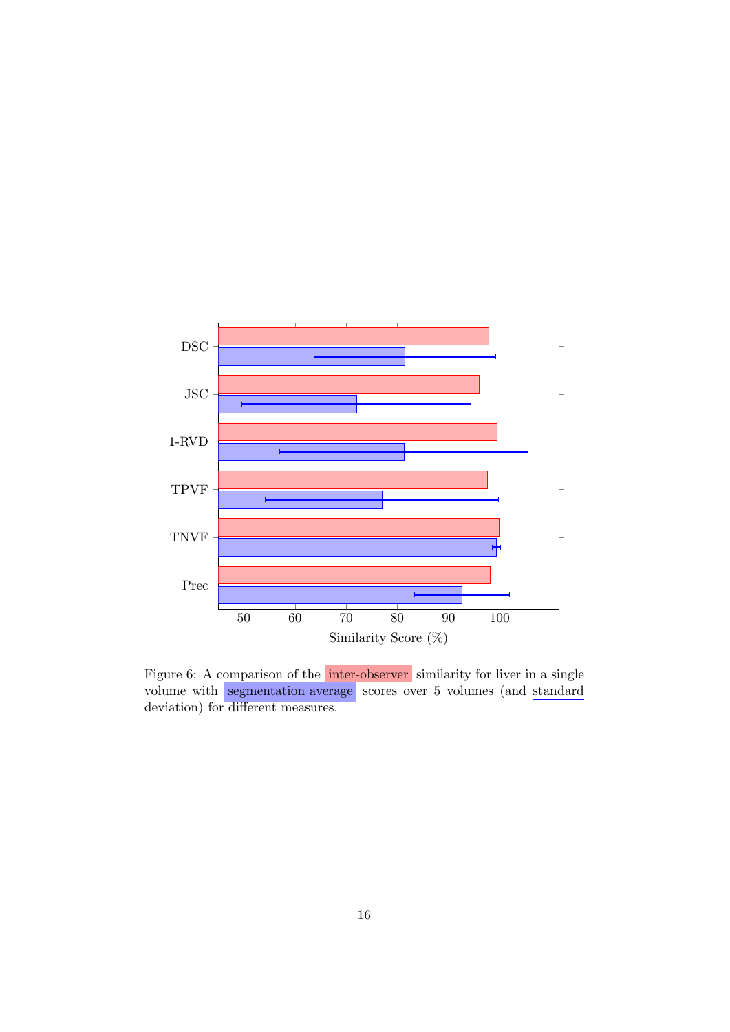Figure 6: A comparison of the inter-observer similarity for liver in a single volume with segmentation average scores over 5 volumes (and standard deviation) for different measures.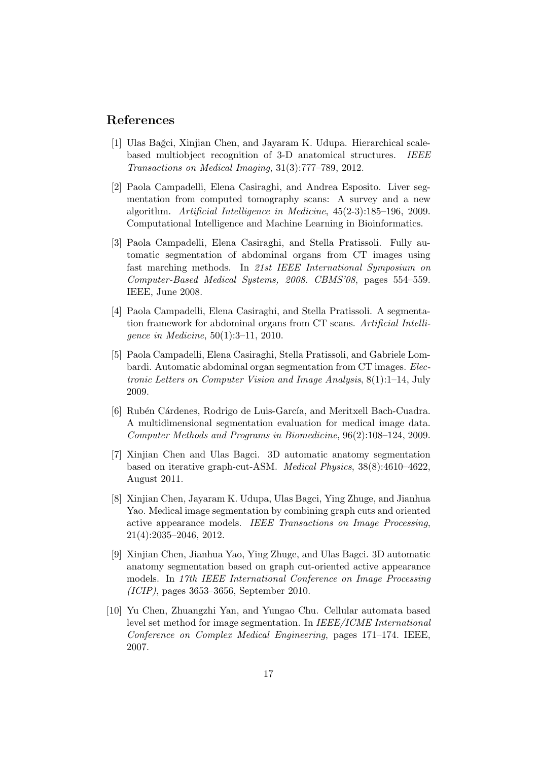## References

[1] Ulas Bağci, Xinjian Chen, and Jayaram K. Udupa. Hierarchical scale-based multiobject recognition of 3-D anatomical structures. *IEEE Transactions on Medical Imaging*, 31(3):777–789, 2012.

[2] Paola Campadelli, Elena Casiraghi, and Andrea Esposito. Liver segmentation from computed tomography scans: A survey and a new algorithm. *Artificial Intelligence in Medicine*, 45(2-3):185–196, 2009. Computational Intelligence and Machine Learning in Bioinformatics.

[3] Paola Campadelli, Elena Casiraghi, and Stella Pratissoli. Fully automatic segmentation of abdominal organs from CT images using fast marching methods. In *21st IEEE International Symposium on Computer-Based Medical Systems, 2008. CBMS'08*, pages 554–559. IEEE, June 2008.

[4] Paola Campadelli, Elena Casiraghi, and Stella Pratissoli. A segmentation framework for abdominal organs from CT scans. *Artificial Intelligence in Medicine*, 50(1):3–11, 2010.

[5] Paola Campadelli, Elena Casiraghi, Stella Pratissoli, and Gabriele Lombardi. Automatic abdominal organ segmentation from CT images. *Electronic Letters on Computer Vision and Image Analysis*, 8(1):1–14, July 2009.

[6] Rubén Cárdenes, Rodrigo de Luis-García, and Meritxell Bach-Cuadra. A multidimensional segmentation evaluation for medical image data. *Computer Methods and Programs in Biomedicine*, 96(2):108–124, 2009.

[7] Xinjian Chen and Ulas Bagci. 3D automatic anatomy segmentation based on iterative graph-cut-ASM. *Medical Physics*, 38(8):4610–4622, August 2011.

[8] Xinjian Chen, Jayaram K. Udupa, Ulas Bagci, Ying Zhuge, and Jianhua Yao. Medical image segmentation by combining graph cuts and oriented active appearance models. *IEEE Transactions on Image Processing*, 21(4):2035–2046, 2012.

[9] Xinjian Chen, Jianhua Yao, Ying Zhuge, and Ulas Bagci. 3D automatic anatomy segmentation based on graph cut-oriented active appearance models. In *17th IEEE International Conference on Image Processing (ICIP)*, pages 3653–3656, September 2010.

[10] Yu Chen, Zhuangzhi Yan, and Yungao Chu. Cellular automata based level set method for image segmentation. In *IEEE/ICME International Conference on Complex Medical Engineering*, pages 171–174. IEEE, 2007.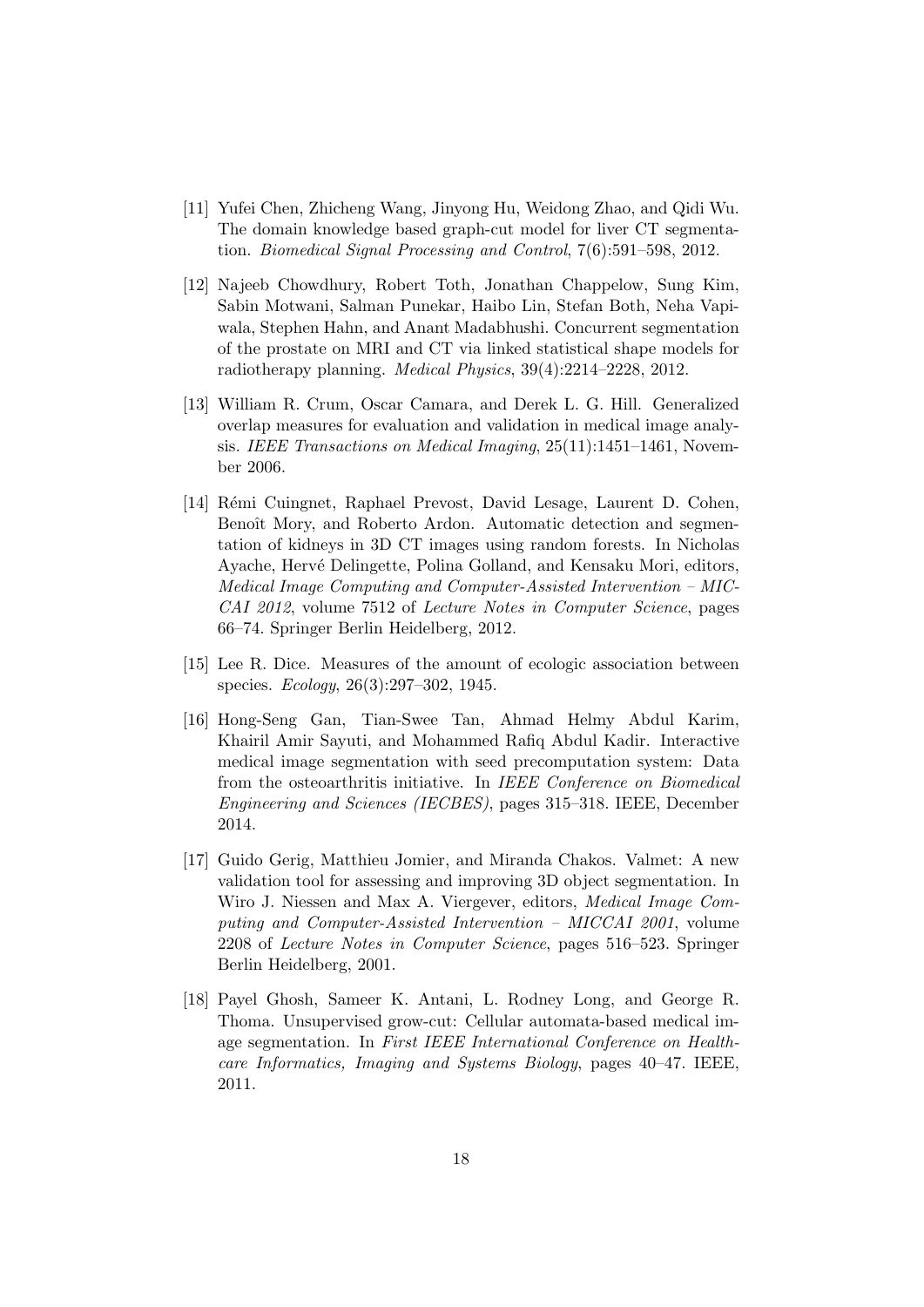[11] Yufei Chen, Zhicheng Wang, Jinyong Hu, Weidong Zhao, and Qidi Wu. The domain knowledge based graph-cut model for liver CT segmentation. *Biomedical Signal Processing and Control*, 7(6):591–598, 2012.

[12] Najeeb Chowdhury, Robert Toth, Jonathan Chappelow, Sung Kim, Sabin Motwani, Salman Punekar, Haibo Lin, Stefan Both, Neha Vapiwala, Stephen Hahn, and Anant Madabhushi. Concurrent segmentation of the prostate on MRI and CT via linked statistical shape models for radiotherapy planning. *Medical Physics*, 39(4):2214–2228, 2012.

[13] William R. Crum, Oscar Camara, and Derek L. G. Hill. Generalized overlap measures for evaluation and validation in medical image analysis. *IEEE Transactions on Medical Imaging*, 25(11):1451–1461, November 2006.

[14] Rémi Cuingnet, Raphael Prevost, David Lesage, Laurent D. Cohen, Benoît Mory, and Roberto Ardon. Automatic detection and segmentation of kidneys in 3D CT images using random forests. In Nicholas Ayache, Hervé Delingette, Polina Golland, and Kensaku Mori, editors, *Medical Image Computing and Computer-Assisted Intervention – MICCAI 2012*, volume 7512 of *Lecture Notes in Computer Science*, pages 66–74. Springer Berlin Heidelberg, 2012.

[15] Lee R. Dice. Measures of the amount of ecologic association between species. *Ecology*, 26(3):297–302, 1945.

[16] Hong-Seng Gan, Tian-Swee Tan, Ahmad Helmy Abdul Karim, Khairil Amir Sayuti, and Mohammed Rafiq Abdul Kadir. Interactive medical image segmentation with seed precomputation system: Data from the osteoarthritis initiative. In *IEEE Conference on Biomedical Engineering and Sciences (IECBES)*, pages 315–318. IEEE, December 2014.

[17] Guido Gerig, Matthieu Jomier, and Miranda Chakos. Valmet: A new validation tool for assessing and improving 3D object segmentation. In Wiro J. Niessen and Max A. Viergever, editors, *Medical Image Computing and Computer-Assisted Intervention – MICCAI 2001*, volume 2208 of *Lecture Notes in Computer Science*, pages 516–523. Springer Berlin Heidelberg, 2001.

[18] Payel Ghosh, Sameer K. Antani, L. Rodney Long, and George R. Thoma. Unsupervised grow-cut: Cellular automata-based medical image segmentation. In *First IEEE International Conference on Healthcare Informatics, Imaging and Systems Biology*, pages 40–47. IEEE, 2011.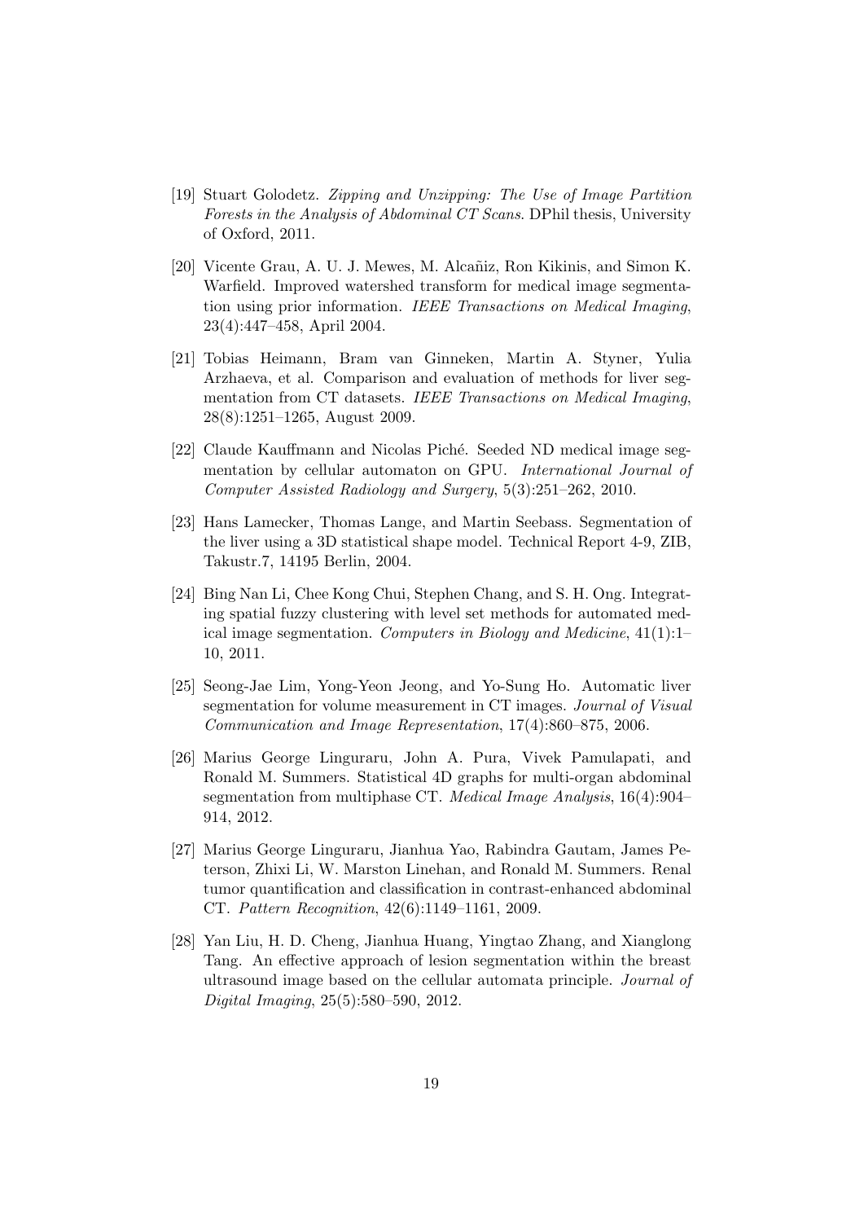[19] Stuart Golodetz. *Zipping and Unzipping: The Use of Image Partition Forests in the Analysis of Abdominal CT Scans*. DPhil thesis, University of Oxford, 2011.

[20] Vicente Grau, A. U. J. Mewes, M. Alcañiz, Ron Kikinis, and Simon K. Warfield. Improved watershed transform for medical image segmentation using prior information. *IEEE Transactions on Medical Imaging*, 23(4):447–458, April 2004.

[21] Tobias Heimann, Bram van Ginneken, Martin A. Styner, Yulia Arzhaeva, et al. Comparison and evaluation of methods for liver segmentation from CT datasets. *IEEE Transactions on Medical Imaging*, 28(8):1251–1265, August 2009.

[22] Claude Kauffmann and Nicolas Piché. Seeded ND medical image segmentation by cellular automaton on GPU. *International Journal of Computer Assisted Radiology and Surgery*, 5(3):251–262, 2010.

[23] Hans Lamecker, Thomas Lange, and Martin Seebass. Segmentation of the liver using a 3D statistical shape model. Technical Report 4-9, ZIB, Takustr.7, 14195 Berlin, 2004.

[24] Bing Nan Li, Chee Kong Chui, Stephen Chang, and S. H. Ong. Integrating spatial fuzzy clustering with level set methods for automated medical image segmentation. *Computers in Biology and Medicine*, 41(1):1–10, 2011.

[25] Seong-Jae Lim, Yong-Yeon Jeong, and Yo-Sung Ho. Automatic liver segmentation for volume measurement in CT images. *Journal of Visual Communication and Image Representation*, 17(4):860–875, 2006.

[26] Marius George Linguraru, John A. Pura, Vivek Pamulapati, and Ronald M. Summers. Statistical 4D graphs for multi-organ abdominal segmentation from multiphase CT. *Medical Image Analysis*, 16(4):904–914, 2012.

[27] Marius George Linguraru, Jianhua Yao, Rabindra Gautam, James Peterson, Zhixi Li, W. Marston Linehan, and Ronald M. Summers. Renal tumor quantification and classification in contrast-enhanced abdominal CT. *Pattern Recognition*, 42(6):1149–1161, 2009.

[28] Yan Liu, H. D. Cheng, Jianhua Huang, Yingtao Zhang, and Xianglong Tang. An effective approach of lesion segmentation within the breast ultrasound image based on the cellular automata principle. *Journal of Digital Imaging*, 25(5):580–590, 2012.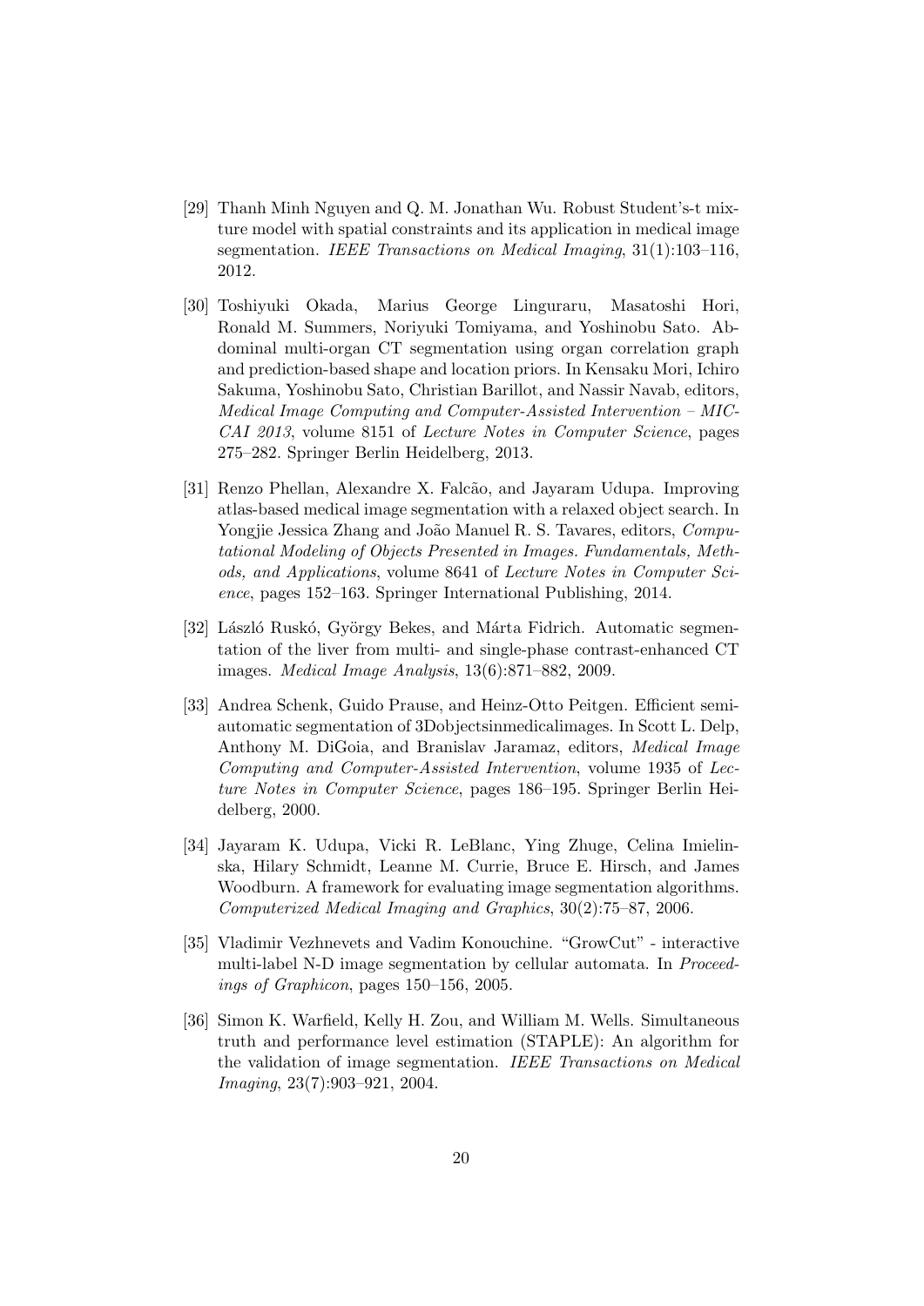[29] Thanh Minh Nguyen and Q. M. Jonathan Wu. Robust Student's-t mixture model with spatial constraints and its application in medical image segmentation. *IEEE Transactions on Medical Imaging*, 31(1):103–116, 2012.

[30] Toshiyuki Okada, Marius George Linguraru, Masatoshi Hori, Ronald M. Summers, Noriyuki Tomiyama, and Yoshinobu Sato. Abdominal multi-organ CT segmentation using organ correlation graph and prediction-based shape and location priors. In Kensaku Mori, Ichiro Sakuma, Yoshinobu Sato, Christian Barillot, and Nassir Navab, editors, *Medical Image Computing and Computer-Assisted Intervention – MICCAI 2013*, volume 8151 of *Lecture Notes in Computer Science*, pages 275–282. Springer Berlin Heidelberg, 2013.

[31] Renzo Phellan, Alexandre X. Falcão, and Jayaram Udupa. Improving atlas-based medical image segmentation with a relaxed object search. In Yongjie Jessica Zhang and João Manuel R. S. Tavares, editors, *Computational Modeling of Objects Presented in Images. Fundamentals, Methods, and Applications*, volume 8641 of *Lecture Notes in Computer Science*, pages 152–163. Springer International Publishing, 2014.

[32] László Ruskó, György Bekes, and Márta Fidrich. Automatic segmentation of the liver from multi- and single-phase contrast-enhanced CT images. *Medical Image Analysis*, 13(6):871–882, 2009.

[33] Andrea Schenk, Guido Prause, and Heinz-Otto Peitgen. Efficient semiautomatic segmentation of 3Dobjectsinmedicalimages. In Scott L. Delp, Anthony M. DiGoia, and Branislav Jaramaz, editors, *Medical Image Computing and Computer-Assisted Intervention*, volume 1935 of *Lecture Notes in Computer Science*, pages 186–195. Springer Berlin Heidelberg, 2000.

[34] Jayaram K. Udupa, Vicki R. LeBlanc, Ying Zhuge, Celina Imielinska, Hilary Schmidt, Leanne M. Currie, Bruce E. Hirsch, and James Woodburn. A framework for evaluating image segmentation algorithms. *Computerized Medical Imaging and Graphics*, 30(2):75–87, 2006.

[35] Vladimir Vezhnevets and Vadim Konouchine. "GrowCut" - interactive multi-label N-D image segmentation by cellular automata. In *Proceedings of Graphicon*, pages 150–156, 2005.

[36] Simon K. Warfield, Kelly H. Zou, and William M. Wells. Simultaneous truth and performance level estimation (STAPLE): An algorithm for the validation of image segmentation. *IEEE Transactions on Medical Imaging*, 23(7):903–921, 2004.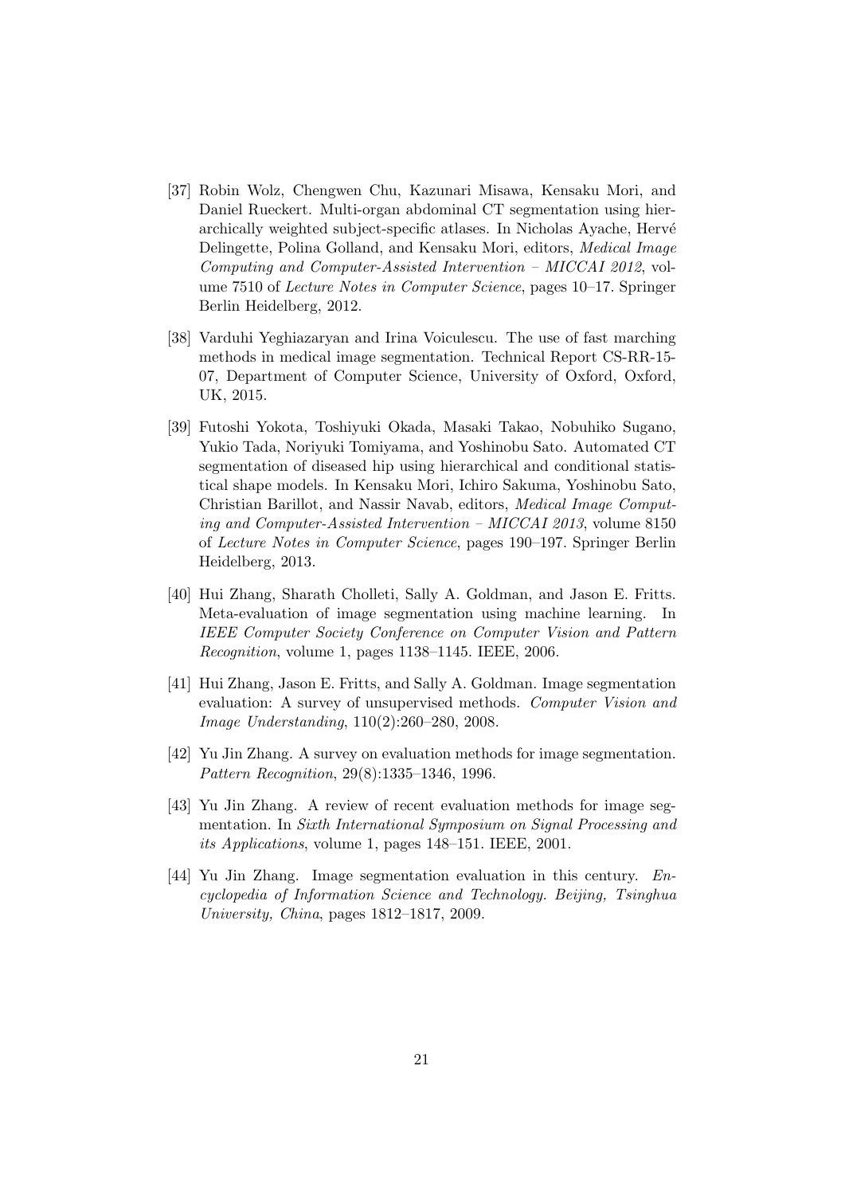[37] Robin Wolz, Chengwen Chu, Kazunari Misawa, Kensaku Mori, and Daniel Rueckert. Multi-organ abdominal CT segmentation using hierarchically weighted subject-specific atlases. In Nicholas Ayache, Hervé Delingette, Polina Golland, and Kensaku Mori, editors, *Medical Image Computing and Computer-Assisted Intervention – MICCAI 2012*, volume 7510 of *Lecture Notes in Computer Science*, pages 10–17. Springer Berlin Heidelberg, 2012.

[38] Varduhi Yeghiazaryan and Irina Voiculescu. The use of fast marching methods in medical image segmentation. Technical Report CS-RR-15-07, Department of Computer Science, University of Oxford, Oxford, UK, 2015.

[39] Futoshi Yokota, Toshiyuki Okada, Masaki Takao, Nobuhiko Sugano, Yukio Tada, Noriyuki Tomiyama, and Yoshinobu Sato. Automated CT segmentation of diseased hip using hierarchical and conditional statistical shape models. In Kensaku Mori, Ichiro Sakuma, Yoshinobu Sato, Christian Barillot, and Nassir Navab, editors, *Medical Image Computing and Computer-Assisted Intervention – MICCAI 2013*, volume 8150 of *Lecture Notes in Computer Science*, pages 190–197. Springer Berlin Heidelberg, 2013.

[40] Hui Zhang, Sharath Cholleti, Sally A. Goldman, and Jason E. Fritts. Meta-evaluation of image segmentation using machine learning. In *IEEE Computer Society Conference on Computer Vision and Pattern Recognition*, volume 1, pages 1138–1145. IEEE, 2006.

[41] Hui Zhang, Jason E. Fritts, and Sally A. Goldman. Image segmentation evaluation: A survey of unsupervised methods. *Computer Vision and Image Understanding*, 110(2):260–280, 2008.

[42] Yu Jin Zhang. A survey on evaluation methods for image segmentation. *Pattern Recognition*, 29(8):1335–1346, 1996.

[43] Yu Jin Zhang. A review of recent evaluation methods for image segmentation. In *Sixth International Symposium on Signal Processing and its Applications*, volume 1, pages 148–151. IEEE, 2001.

[44] Yu Jin Zhang. Image segmentation evaluation in this century. *Encyclopedia of Information Science and Technology. Beijing, Tsinghua University, China*, pages 1812–1817, 2009.